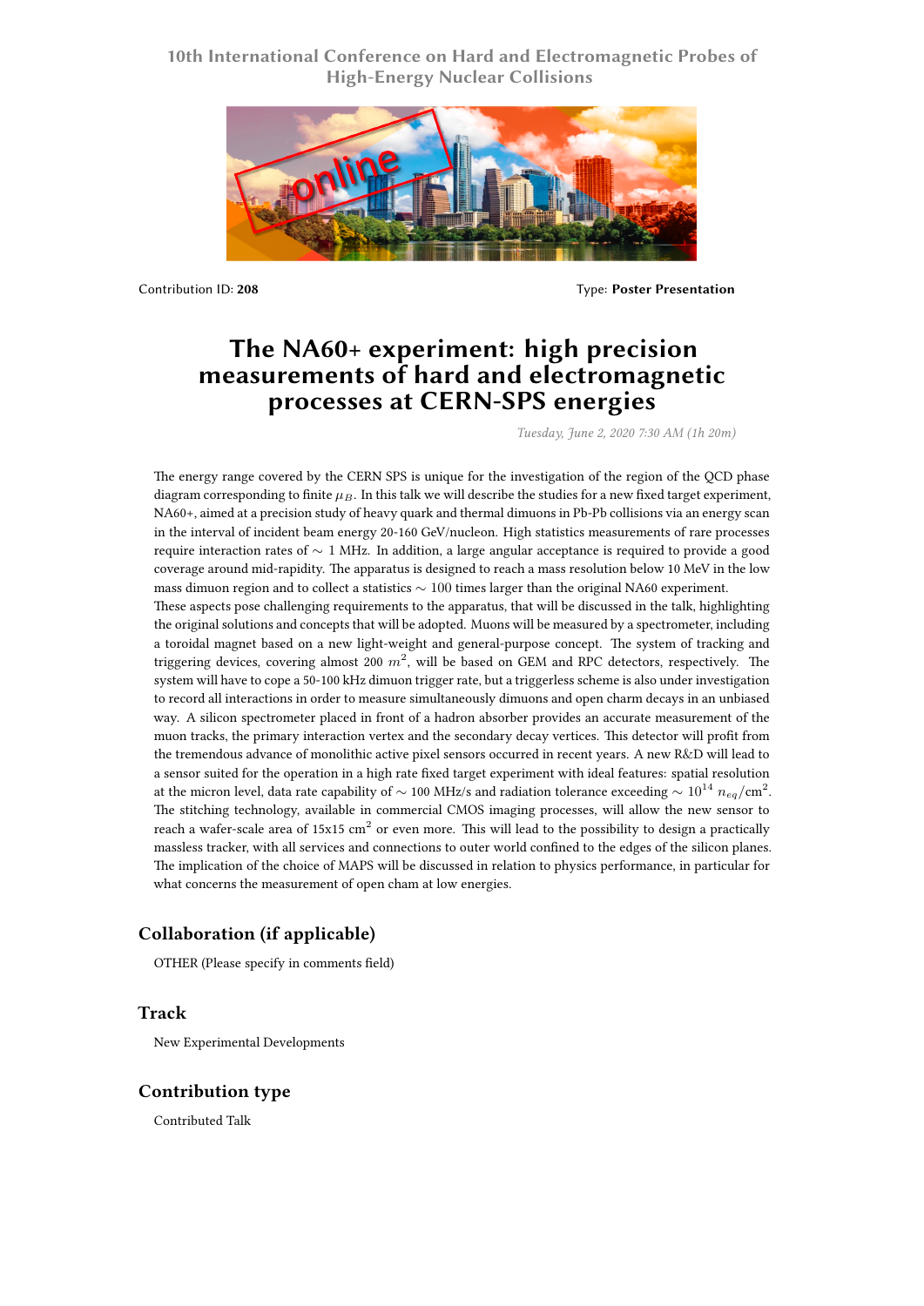10th International Conference on Hard and Electromagnetic Probes of High-Energy Nuclear Collisions

Contribution ID: **208**

Type: **Poster Presentation**

# The NA60+ experiment: high precision measurements of hard and electromagnetic processes at CERN-SPS energies

*Tuesday, June 2, 2020 7:30 AM (1h 20m)*

The energy range covered by the CERN SPS is unique for the investigation of the region of the QCD phase diagram corresponding to finite $\mu_B$. In this talk we will describe the studies for a new fixed target experiment, NA60+, aimed at a precision study of heavy quark and thermal dimuons in Pb-Pb collisions via an energy scan in the interval of incident beam energy 20-160 GeV/nucleon. High statistics measurements of rare processes require interaction rates of $\sim$ 1 MHz. In addition, a large angular acceptance is required to provide a good coverage around mid-rapidity. The apparatus is designed to reach a mass resolution below 10 MeV in the low mass dimuon region and to collect a statistics $\sim$ 100 times larger than the original NA60 experiment.
These aspects pose challenging requirements to the apparatus, that will be discussed in the talk, highlighting the original solutions and concepts that will be adopted. Muons will be measured by a spectrometer, including a toroidal magnet based on a new light-weight and general-purpose concept. The system of tracking and triggering devices, covering almost 200 $m^2$, will be based on GEM and RPC detectors, respectively. The system will have to cope a 50-100 kHz dimuon trigger rate, but a triggerless scheme is also under investigation to record all interactions in order to measure simultaneously dimuons and open charm decays in an unbiased way. A silicon spectrometer placed in front of a hadron absorber provides an accurate measurement of the muon tracks, the primary interaction vertex and the secondary decay vertices. This detector will profit from the tremendous advance of monolithic active pixel sensors occurred in recent years. A new R&D will lead to a sensor suited for the operation in a high rate fixed target experiment with ideal features: spatial resolution at the micron level, data rate capability of $\sim$ 100 MHz/s and radiation tolerance exceeding $\sim 10^{14}$ $n_{eq}$/cm$^2$. The stitching technology, available in commercial CMOS imaging processes, will allow the new sensor to reach a wafer-scale area of 15x15 cm$^2$ or even more. This will lead to the possibility to design a practically massless tracker, with all services and connections to outer world confined to the edges of the silicon planes. The implication of the choice of MAPS will be discussed in relation to physics performance, in particular for what concerns the measurement of open cham at low energies.

## Collaboration (if applicable)

OTHER (Please specify in comments field)

## Track

New Experimental Developments

## Contribution type

Contributed Talk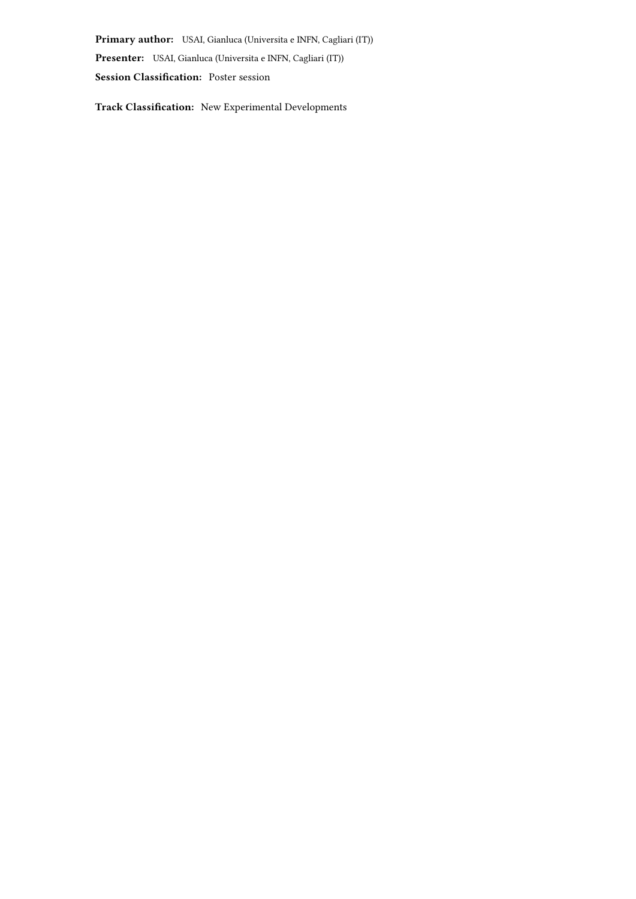**Primary author:** USAI, Gianluca (Universita e INFN, Cagliari (IT))

**Presenter:** USAI, Gianluca (Universita e INFN, Cagliari (IT))

**Session Classification:** Poster session

**Track Classification:** New Experimental Developments